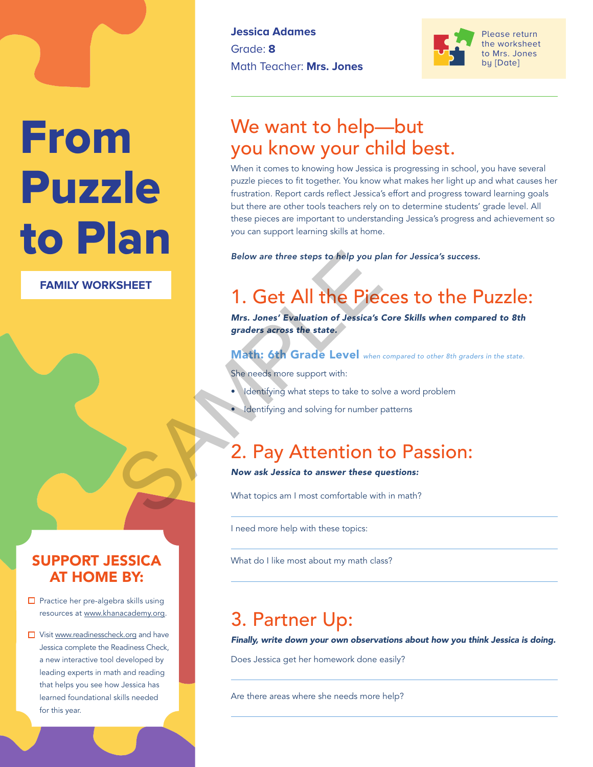# From Puzzle to Plan

**FAMILY WORKSHEET**

**Jessica Adames**
Grade: **8**
Math Teacher: **Mrs. Jones**

Please return the worksheet to Mrs. Jones by [Date]

## We want to help—but you know your child best.

When it comes to knowing how Jessica is progressing in school, you have several puzzle pieces to fit together. You know what makes her light up and what causes her frustration. Report cards reflect Jessica's effort and progress toward learning goals but there are other tools teachers rely on to determine students' grade level. All these pieces are important to understanding Jessica's progress and achievement so you can support learning skills at home.

***Below are three steps to help you plan for Jessica's success.***

## 1. Get All the Pieces to the Puzzle:

***Mrs. Jones' Evaluation of Jessica's Core Skills when compared to 8th graders across the state.***

**Math: 6th Grade Level** *when compared to other 8th graders in the state.*

She needs more support with:

- Identifying what steps to take to solve a word problem
- Identifying and solving for number patterns

## 2. Pay Attention to Passion:

***Now ask Jessica to answer these questions:***

What topics am I most comfortable with in math?

I need more help with these topics:

What do I like most about my math class?

## 3. Partner Up:

***Finally, write down your own observations about how you think Jessica is doing.***

Does Jessica get her homework done easily?

Are there areas where she needs more help?

## SUPPORT JESSICA AT HOME BY:

- ☐ Practice her pre-algebra skills using resources at www.khanacademy.org.
- ☐ Visit www.readinesscheck.org and have Jessica complete the Readiness Check, a new interactive tool developed by leading experts in math and reading that helps you see how Jessica has learned foundational skills needed for this year.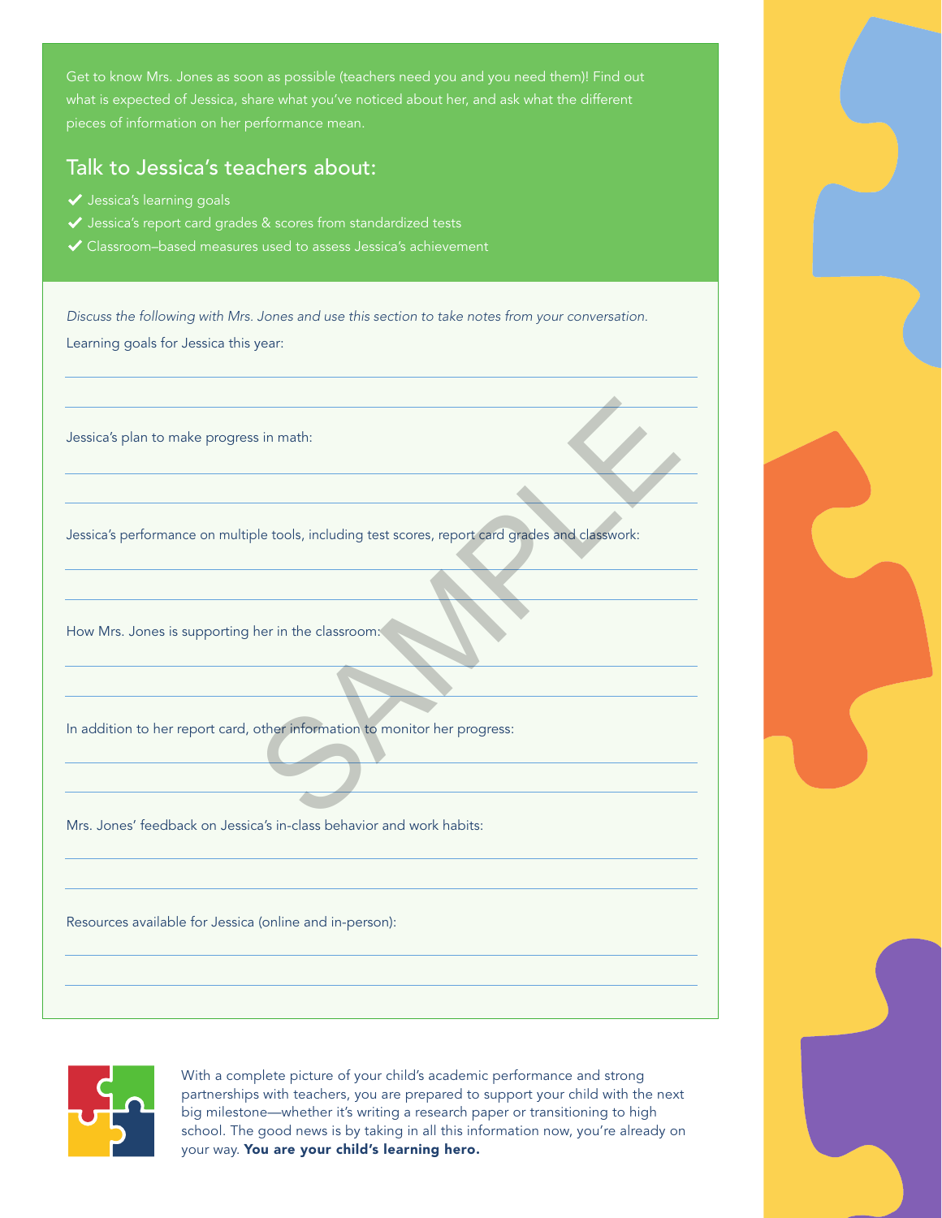Get to know Mrs. Jones as soon as possible (teachers need you and you need them)! Find out what is expected of Jessica, share what you've noticed about her, and ask what the different pieces of information on her performance mean.

## Talk to Jessica's teachers about:

- ✔ Jessica's learning goals
- ✔ Jessica's report card grades & scores from standardized tests
- ✔ Classroom–based measures used to assess Jessica's achievement

*Discuss the following with Mrs. Jones and use this section to take notes from your conversation.*

Learning goals for Jessica this year:

Jessica's plan to make progress in math:

Jessica's performance on multiple tools, including test scores, report card grades and classwork:

How Mrs. Jones is supporting her in the classroom:

In addition to her report card, other information to monitor her progress:

Mrs. Jones' feedback on Jessica's in-class behavior and work habits:

Resources available for Jessica (online and in-person):

SAMPLE

With a complete picture of your child's academic performance and strong partnerships with teachers, you are prepared to support your child with the next big milestone—whether it's writing a research paper or transitioning to high school. The good news is by taking in all this information now, you're already on your way. **You are your child's learning hero.**